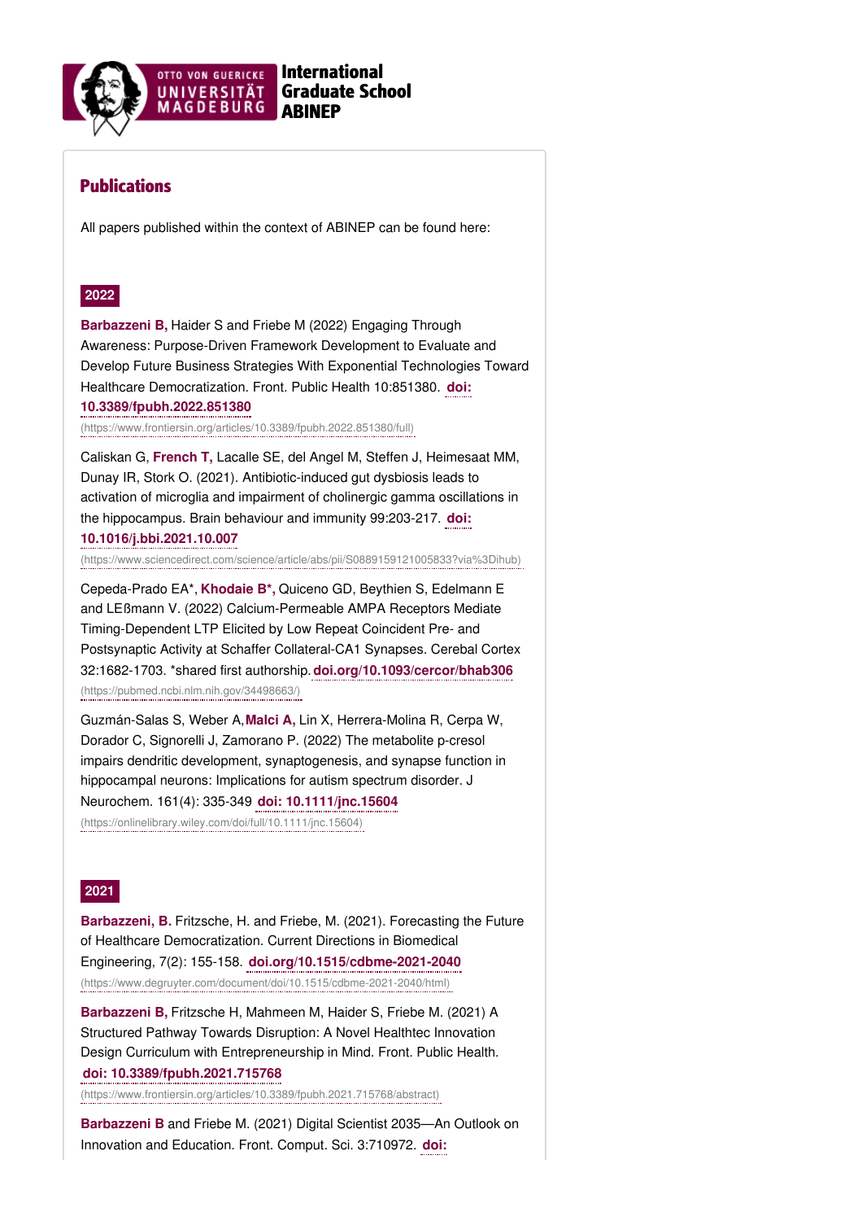International Graduate School ABINEP

## Publications

All papers published within the context of ABINEP can be found here:

### 2022

**Barbazzeni B,** Haider S and Friebe M (2022) Engaging Through Awareness: Purpose-Driven Framework Development to Evaluate and Develop Future Business Strategies With Exponential Technologies Toward Healthcare Democratization. Front. Public Health 10:851380. **doi: 10.3389/fpubh.2022.851380** (https://www.frontiersin.org/articles/10.3389/fpubh.2022.851380/full)

Caliskan G, **French T,** Lacalle SE, del Angel M, Steffen J, Heimesaat MM, Dunay IR, Stork O. (2021). Antibiotic-induced gut dysbiosis leads to activation of microglia and impairment of cholinergic gamma oscillations in the hippocampus. Brain behaviour and immunity 99:203-217. **doi: 10.1016/j.bbi.2021.10.007** (https://www.sciencedirect.com/science/article/abs/pii/S0889159121005833?via%3Dihub)

Cepeda-Prado EA*, **Khodaie B*,** Quiceno GD, Beythien S, Edelmann E and LEßmann V. (2022) Calcium-Permeable AMPA Receptors Mediate Timing-Dependent LTP Elicited by Low Repeat Coincident Pre- and Postsynaptic Activity at Schaffer Collateral-CA1 Synapses. Cerebal Cortex 32:1682-1703. *shared first authorship. **doi.org/10.1093/cercor/bhab306** (https://pubmed.ncbi.nlm.nih.gov/34498663/)

Guzmán-Salas S, Weber A, **Malci A,** Lin X, Herrera-Molina R, Cerpa W, Dorador C, Signorelli J, Zamorano P. (2022) The metabolite p-cresol impairs dendritic development, synaptogenesis, and synapse function in hippocampal neurons: Implications for autism spectrum disorder. J Neurochem. 161(4): 335-349 **doi: 10.1111/jnc.15604** (https://onlinelibrary.wiley.com/doi/full/10.1111/jnc.15604)

### 2021

**Barbazzeni, B.** Fritzsche, H. and Friebe, M. (2021). Forecasting the Future of Healthcare Democratization. Current Directions in Biomedical Engineering, 7(2): 155-158. **doi.org/10.1515/cdbme-2021-2040** (https://www.degruyter.com/document/doi/10.1515/cdbme-2021-2040/html)

**Barbazzeni B,** Fritzsche H, Mahmeen M, Haider S, Friebe M. (2021) A Structured Pathway Towards Disruption: A Novel Healthtec Innovation Design Curriculum with Entrepreneurship in Mind. Front. Public Health. **doi: 10.3389/fpubh.2021.715768** (https://www.frontiersin.org/articles/10.3389/fpubh.2021.715768/abstract)

**Barbazzeni B** and Friebe M. (2021) Digital Scientist 2035—An Outlook on Innovation and Education. Front. Comput. Sci. 3:710972. **doi:**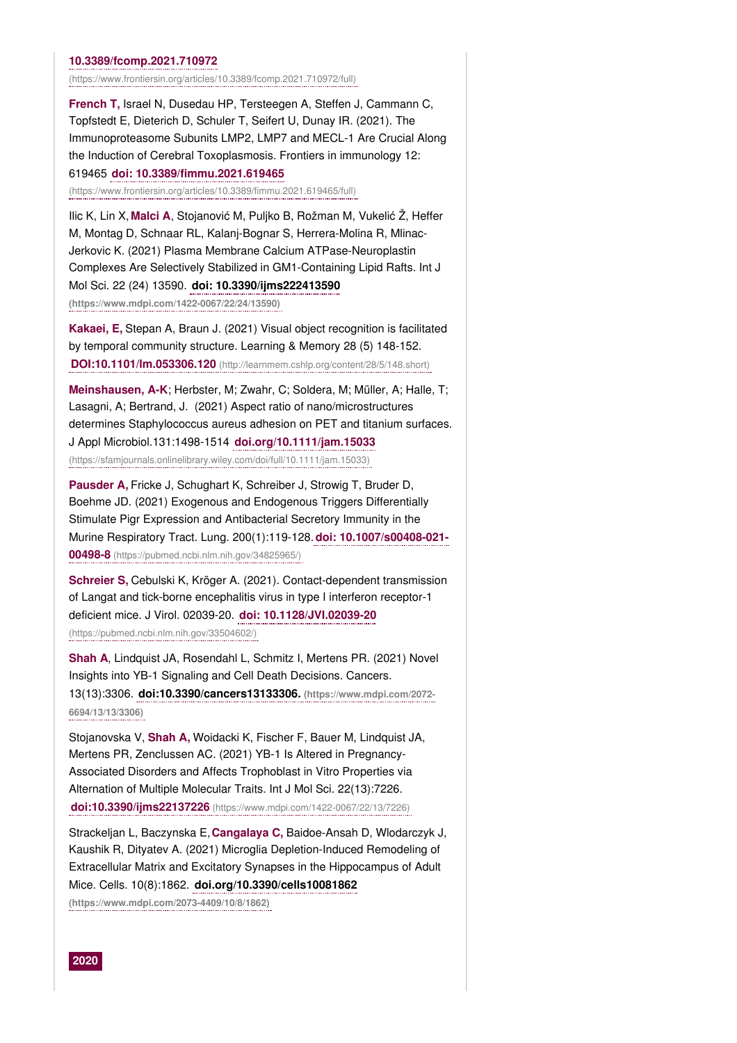**10.3389/fcomp.2021.710972** (https://www.frontiersin.org/articles/10.3389/fcomp.2021.710972/full)

**French T,** Israel N, Dusedau HP, Tersteegen A, Steffen J, Cammann C, Topfstedt E, Dieterich D, Schuler T, Seifert U, Dunay IR. (2021). The Immunoproteasome Subunits LMP2, LMP7 and MECL-1 Are Crucial Along the Induction of Cerebral Toxoplasmosis. Frontiers in immunology 12: 619465 **doi: 10.3389/fimmu.2021.619465** (https://www.frontiersin.org/articles/10.3389/fimmu.2021.619465/full)

Ilic K, Lin X, **Malci A**, Stojanović M, Puljko B, Rožman M, Vukelić Ž, Heffer M, Montag D, Schnaar RL, Kalanj-Bognar S, Herrera-Molina R, Mlinac-Jerkovic K. (2021) Plasma Membrane Calcium ATPase-Neuroplastin Complexes Are Selectively Stabilized in GM1-Containing Lipid Rafts. Int J Mol Sci. 22 (24) 13590. **doi: 10.3390/ijms222413590** (https://www.mdpi.com/1422-0067/22/24/13590)

**Kakaei, E,** Stepan A, Braun J. (2021) Visual object recognition is facilitated by temporal community structure. Learning & Memory 28 (5) 148-152. **DOI:10.1101/lm.053306.120** (http://learnmem.cshlp.org/content/28/5/148.short)

**Meinshausen, A-K**; Herbster, M; Zwahr, C; Soldera, M; Müller, A; Halle, T; Lasagni, A; Bertrand, J. (2021) Aspect ratio of nano/microstructures determines Staphylococcus aureus adhesion on PET and titanium surfaces. J Appl Microbiol.131:1498-1514 **doi.org/10.1111/jam.15033** (https://sfamjournals.onlinelibrary.wiley.com/doi/full/10.1111/jam.15033)

**Pausder A,** Fricke J, Schughart K, Schreiber J, Strowig T, Bruder D, Boehme JD. (2021) Exogenous and Endogenous Triggers Differentially Stimulate Pigr Expression and Antibacterial Secretory Immunity in the Murine Respiratory Tract. Lung. 200(1):119-128. **doi: 10.1007/s00408-021-00498-8** (https://pubmed.ncbi.nlm.nih.gov/34825965/)

**Schreier S,** Cebulski K, Kröger A. (2021). Contact-dependent transmission of Langat and tick-borne encephalitis virus in type I interferon receptor-1 deficient mice. J Virol. 02039-20. **doi: 10.1128/JVI.02039-20** (https://pubmed.ncbi.nlm.nih.gov/33504602/)

**Shah A**, Lindquist JA, Rosendahl L, Schmitz I, Mertens PR. (2021) Novel Insights into YB-1 Signaling and Cell Death Decisions. Cancers. 13(13):3306. **doi:10.3390/cancers13133306.** (https://www.mdpi.com/2072-6694/13/13/3306)

Stojanovska V, **Shah A,** Woidacki K, Fischer F, Bauer M, Lindquist JA, Mertens PR, Zenclussen AC. (2021) YB-1 Is Altered in Pregnancy-Associated Disorders and Affects Trophoblast in Vitro Properties via Alternation of Multiple Molecular Traits. Int J Mol Sci. 22(13):7226. **doi:10.3390/ijms22137226** (https://www.mdpi.com/1422-0067/22/13/7226)

Strackeljan L, Baczynska E, **Cangalaya C,** Baidoe-Ansah D, Wlodarczyk J, Kaushik R, Dityatev A. (2021) Microglia Depletion-Induced Remodeling of Extracellular Matrix and Excitatory Synapses in the Hippocampus of Adult Mice. Cells. 10(8):1862. **doi.org/10.3390/cells10081862** (https://www.mdpi.com/2073-4409/10/8/1862)

## 2020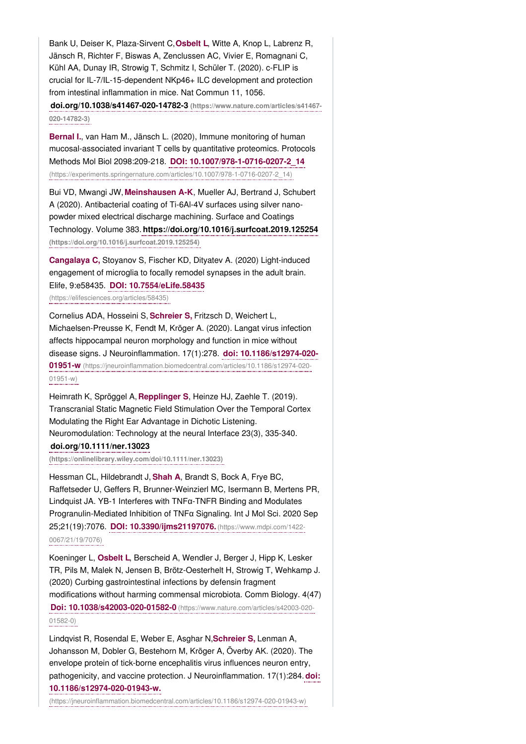Bank U, Deiser K, Plaza-Sirvent C, **Osbelt L**, Witte A, Knop L, Labrenz R, Jänsch R, Richter F, Biswas A, Zenclussen AC, Vivier E, Romagnani C, Kühl AA, Dunay IR, Strowig T, Schmitz I, Schüler T. (2020). c-FLIP is crucial for IL-7/IL-15-dependent NKp46+ ILC development and protection from intestinal inflammation in mice. Nat Commun 11, 1056. **doi.org/10.1038/s41467-020-14782-3** (https://www.nature.com/articles/s41467-020-14782-3)

**Bernal I.**, van Ham M., Jänsch L. (2020), Immune monitoring of human mucosal-associated invariant T cells by quantitative proteomics. Protocols Methods Mol Biol 2098:209-218. **DOI: 10.1007/978-1-0716-0207-2_14** (https://experiments.springernature.com/articles/10.1007/978-1-0716-0207-2_14)

Bui VD, Mwangi JW, **Meinshausen A-K**, Mueller AJ, Bertrand J, Schubert A (2020). Antibacterial coating of Ti-6Al-4V surfaces using silver nano-powder mixed electrical discharge machining. Surface and Coatings Technology. Volume 383. **https://doi.org/10.1016/j.surfcoat.2019.125254** (https://doi.org/10.1016/j.surfcoat.2019.125254)

**Cangalaya C,** Stoyanov S, Fischer KD, Dityatev A. (2020) Light-induced engagement of microglia to focally remodel synapses in the adult brain. Elife, 9:e58435. **DOI: 10.7554/eLife.58435** (https://elifesciences.org/articles/58435)

Cornelius ADA, Hosseini S, **Schreier S,** Fritzsch D, Weichert L, Michaelsen-Preusse K, Fendt M, Kröger A. (2020). Langat virus infection affects hippocampal neuron morphology and function in mice without disease signs. J Neuroinflammation. 17(1):278. **doi: 10.1186/s12974-020-01951-w** (https://jneuroinflammation.biomedcentral.com/articles/10.1186/s12974-020-01951-w)

Heimrath K, Spröggel A, **Repplinger S**, Heinze HJ, Zaehle T. (2019). Transcranial Static Magnetic Field Stimulation Over the Temporal Cortex Modulating the Right Ear Advantage in Dichotic Listening. Neuromodulation: Technology at the neural Interface 23(3), 335-340. **doi.org/10.1111/ner.13023** (https://onlinelibrary.wiley.com/doi/10.1111/ner.13023)

Hessman CL, Hildebrandt J, **Shah A**, Brandt S, Bock A, Frye BC, Raffetseder U, Geffers R, Brunner-Weinzierl MC, Isermann B, Mertens PR, Lindquist JA. YB-1 Interferes with TNFα-TNFR Binding and Modulates Progranulin-Mediated Inhibition of TNFα Signaling. Int J Mol Sci. 2020 Sep 25;21(19):7076. **DOI: 10.3390/ijms21197076.** (https://www.mdpi.com/1422-0067/21/19/7076)

Koeninger L, **Osbelt L**, Berscheid A, Wendler J, Berger J, Hipp K, Lesker TR, Pils M, Malek N, Jensen B, Brötz-Oesterhelt H, Strowig T, Wehkamp J. (2020) Curbing gastrointestinal infections by defensin fragment modifications without harming commensal microbiota. Comm Biology. 4(47) **Doi: 10.1038/s42003-020-01582-0** (https://www.nature.com/articles/s42003-020-01582-0)

Lindqvist R, Rosendal E, Weber E, Asghar N, **Schreier S,** Lenman A, Johansson M, Dobler G, Bestehorn M, Kröger A, Överby AK. (2020). The envelope protein of tick-borne encephalitis virus influences neuron entry, pathogenicity, and vaccine protection. J Neuroinflammation. 17(1):284. **doi: 10.1186/s12974-020-01943-w.** (https://jneuroinflammation.biomedcentral.com/articles/10.1186/s12974-020-01943-w)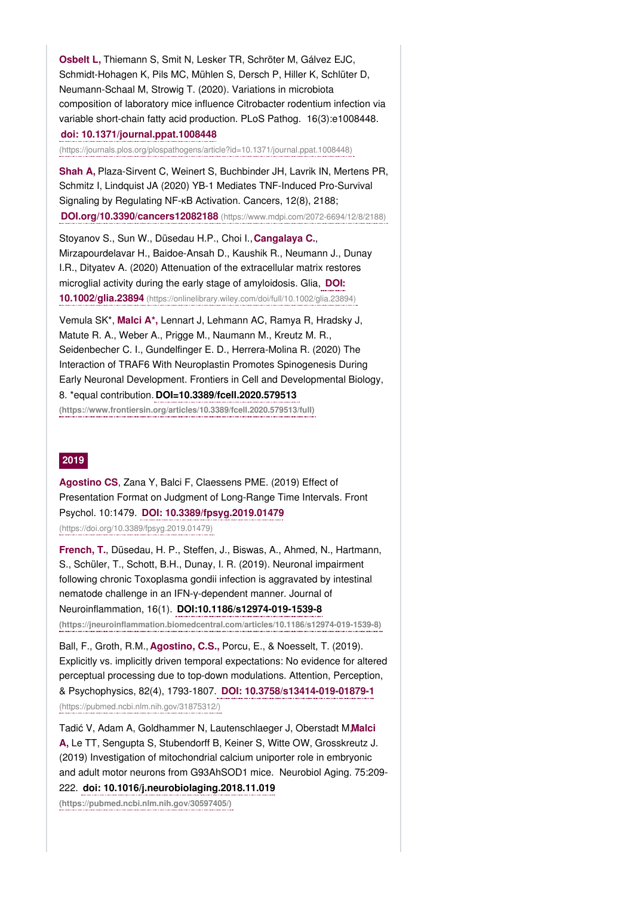**Osbelt L,** Thiemann S, Smit N, Lesker TR, Schröter M, Gálvez EJC, Schmidt-Hohagen K, Pils MC, Mühlen S, Dersch P, Hiller K, Schlüter D, Neumann-Schaal M, Strowig T. (2020). Variations in microbiota composition of laboratory mice influence Citrobacter rodentium infection via variable short-chain fatty acid production. PLoS Pathog. 16(3):e1008448. **doi: 10.1371/journal.ppat.1008448** (https://journals.plos.org/plospathogens/article?id=10.1371/journal.ppat.1008448)

**Shah A,** Plaza-Sirvent C, Weinert S, Buchbinder JH, Lavrik IN, Mertens PR, Schmitz I, Lindquist JA (2020) YB-1 Mediates TNF-Induced Pro-Survival Signaling by Regulating NF-κB Activation. Cancers, 12(8), 2188; **DOI.org/10.3390/cancers12082188** (https://www.mdpi.com/2072-6694/12/8/2188)

Stoyanov S., Sun W., Düsedau H.P., Choi I., **Cangalaya C.**, Mirzapourdelavar H., Baidoe-Ansah D., Kaushik R., Neumann J., Dunay I.R., Dityatev A. (2020) Attenuation of the extracellular matrix restores microglial activity during the early stage of amyloidosis. Glia, **DOI: 10.1002/glia.23894** (https://onlinelibrary.wiley.com/doi/full/10.1002/glia.23894)

Vemula SK*, **Malci A*,** Lennart J, Lehmann AC, Ramya R, Hradsky J, Matute R. A., Weber A., Prigge M., Naumann M., Kreutz M. R., Seidenbecher C. I., Gundelfinger E. D., Herrera-Molina R. (2020) The Interaction of TRAF6 With Neuroplastin Promotes Spinogenesis During Early Neuronal Development. Frontiers in Cell and Developmental Biology, 8. *equal contribution. **DOI=10.3389/fcell.2020.579513** **(https://www.frontiersin.org/articles/10.3389/fcell.2020.579513/full)**

## 2019

**Agostino CS**, Zana Y, Balci F, Claessens PME. (2019) Effect of Presentation Format on Judgment of Long-Range Time Intervals. Front Psychol. 10:1479. **DOI: 10.3389/fpsyg.2019.01479** (https://doi.org/10.3389/fpsyg.2019.01479)

**French, T.**, Düsedau, H. P., Steffen, J., Biswas, A., Ahmed, N., Hartmann, S., Schüler, T., Schott, B.H., Dunay, I. R. (2019). Neuronal impairment following chronic Toxoplasma gondii infection is aggravated by intestinal nematode challenge in an IFN-γ-dependent manner. Journal of Neuroinflammation, 16(1). **DOI:10.1186/s12974-019-1539-8** **(https://jneuroinflammation.biomedcentral.com/articles/10.1186/s12974-019-1539-8)**

Ball, F., Groth, R.M., **Agostino, C.S.,** Porcu, E., & Noesselt, T. (2019). Explicitly vs. implicitly driven temporal expectations: No evidence for altered perceptual processing due to top-down modulations. Attention, Perception, & Psychophysics, 82(4), 1793-1807. **DOI: 10.3758/s13414-019-01879-1** (https://pubmed.ncbi.nlm.nih.gov/31875312/)

Tadić V, Adam A, Goldhammer N, Lautenschlaeger J, Oberstadt M, **Malci A,** Le TT, Sengupta S, Stubendorff B, Keiner S, Witte OW, Grosskreutz J. (2019) Investigation of mitochondrial calcium uniporter role in embryonic and adult motor neurons from G93AhSOD1 mice. Neurobiol Aging. 75:209-222. **doi: 10.1016/j.neurobiolaging.2018.11.019** **(https://pubmed.ncbi.nlm.nih.gov/30597405/)**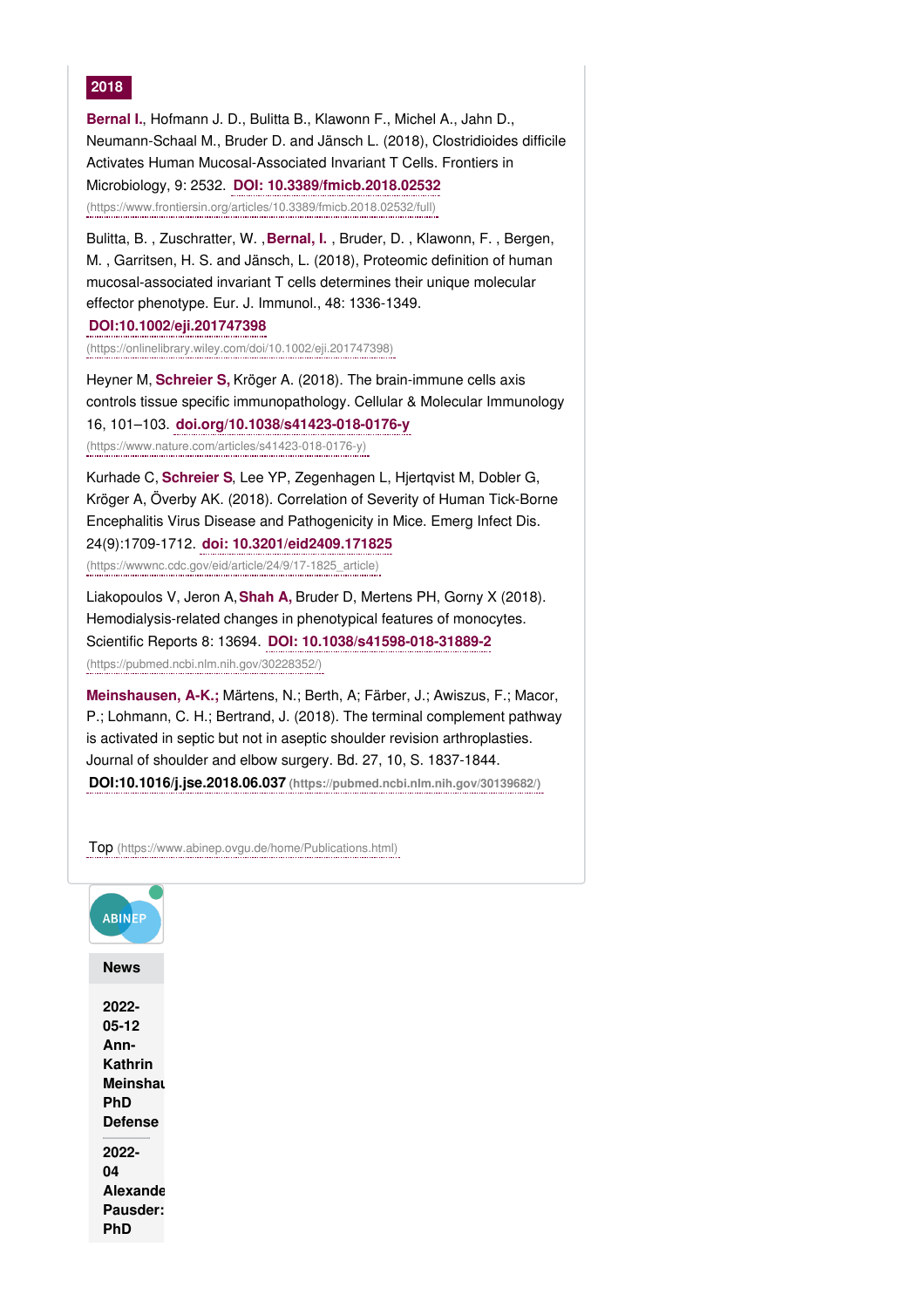**2018**

**Bernal I.**, Hofmann J. D., Bulitta B., Klawonn F., Michel A., Jahn D., Neumann-Schaal M., Bruder D. and Jänsch L. (2018), Clostridioides difficile Activates Human Mucosal-Associated Invariant T Cells. Frontiers in Microbiology, 9: 2532. **DOI: 10.3389/fmicb.2018.02532** (https://www.frontiersin.org/articles/10.3389/fmicb.2018.02532/full)

Bulitta, B. , Zuschratter, W. ,**Bernal, I.** , Bruder, D. , Klawonn, F. , Bergen, M. , Garritsen, H. S. and Jänsch, L. (2018), Proteomic definition of human mucosal‐associated invariant T cells determines their unique molecular effector phenotype. Eur. J. Immunol., 48: 1336-1349. **DOI:10.1002/eji.201747398** (https://onlinelibrary.wiley.com/doi/10.1002/eji.201747398)

Heyner M, **Schreier S,** Kröger A. (2018). The brain-immune cells axis controls tissue specific immunopathology. Cellular & Molecular Immunology 16, 101–103. **doi.org/10.1038/s41423-018-0176-y** (https://www.nature.com/articles/s41423-018-0176-y)

Kurhade C, **Schreier S**, Lee YP, Zegenhagen L, Hjertqvist M, Dobler G, Kröger A, Överby AK. (2018). Correlation of Severity of Human Tick-Borne Encephalitis Virus Disease and Pathogenicity in Mice. Emerg Infect Dis. 24(9):1709-1712. **doi: 10.3201/eid2409.171825** (https://wwwnc.cdc.gov/eid/article/24/9/17-1825_article)

Liakopoulos V, Jeron A, **Shah A,** Bruder D, Mertens PH, Gorny X (2018). Hemodialysis-related changes in phenotypical features of monocytes. Scientific Reports 8: 13694. **DOI: 10.1038/s41598-018-31889-2** (https://pubmed.ncbi.nlm.nih.gov/30228352/)

**Meinshausen, A-K.;** Märtens, N.; Berth, A; Färber, J.; Awiszus, F.; Macor, P.; Lohmann, C. H.; Bertrand, J. (2018). The terminal complement pathway is activated in septic but not in aseptic shoulder revision arthroplasties. Journal of shoulder and elbow surgery. Bd. 27, 10, S. 1837-1844. **DOI:10.1016/j.jse.2018.06.037** (https://pubmed.ncbi.nlm.nih.gov/30139682/)

Top (https://www.abinep.ovgu.de/home/Publications.html)

ABINEP

**News**

**2022-05-12 Ann-Kathrin Meinshau PhD Defense**

**2022-04 Alexande Pausder: PhD**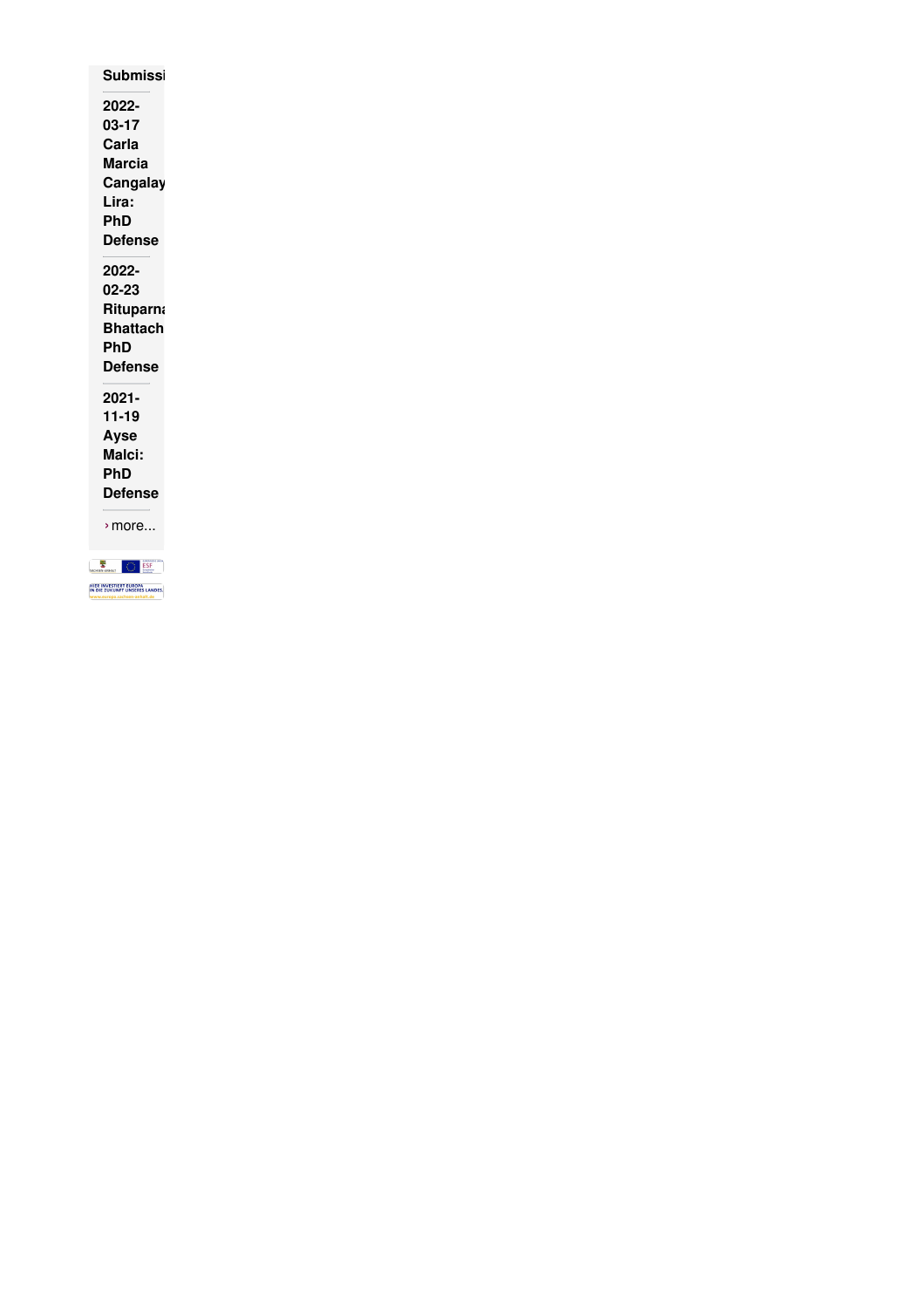**Submissi**

**2022-03-17 Carla Marcia Cangalay Lira: PhD Defense**

**2022-02-23 Rituparna Bhattach PhD Defense**

**2021-11-19 Ayse Malci: PhD Defense**

› more...